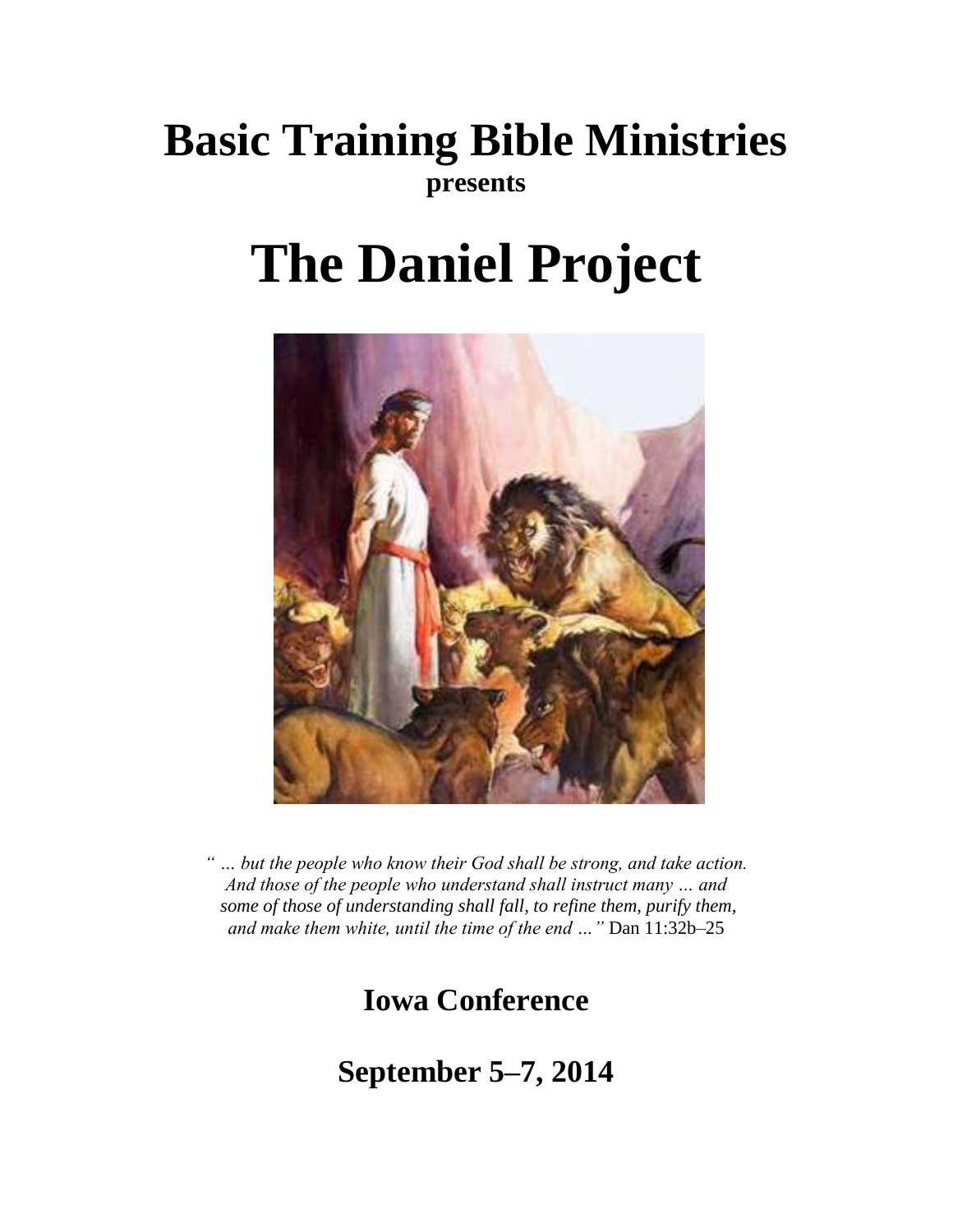# Basic Training Bible Ministries

**presents**

# The Daniel Project

*" … but the people who know their God shall be strong, and take action. And those of the people who understand shall instruct many … and some of those of understanding shall fall, to refine them, purify them, and make them white, until the time of the end …"* Dan 11:32b–25

## Iowa Conference

## September 5–7, 2014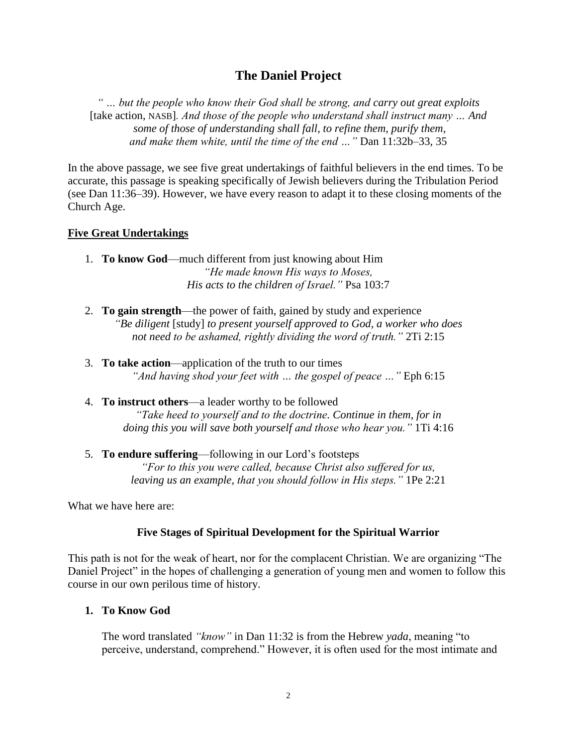# The Daniel Project

*" … but the people who know their God shall be strong, and carry out great exploits* [take action, NASB]*. And those of the people who understand shall instruct many … And some of those of understanding shall fall, to refine them, purify them, and make them white, until the time of the end …"* Dan 11:32b–33, 35

In the above passage, we see five great undertakings of faithful believers in the end times. To be accurate, this passage is speaking specifically of Jewish believers during the Tribulation Period (see Dan 11:36–39). However, we have every reason to adapt it to these closing moments of the Church Age.

## Five Great Undertakings

1. **To know God**—much different from just knowing about Him
   *"He made known His ways to Moses, His acts to the children of Israel."* Psa 103:7

2. **To gain strength**—the power of faith, gained by study and experience
   *"Be diligent* [study] *to present yourself approved to God, a worker who does not need to be ashamed, rightly dividing the word of truth."* 2Ti 2:15

3. **To take action**—application of the truth to our times
   *"And having shod your feet with … the gospel of peace …"* Eph 6:15

4. **To instruct others**—a leader worthy to be followed
   *"Take heed to yourself and to the doctrine. Continue in them, for in doing this you will save both yourself and those who hear you."* 1Ti 4:16

5. **To endure suffering**—following in our Lord's footsteps
   *"For to this you were called, because Christ also suffered for us, leaving us an example, that you should follow in His steps."* 1Pe 2:21

What we have here are:

**Five Stages of Spiritual Development for the Spiritual Warrior**

This path is not for the weak of heart, nor for the complacent Christian. We are organizing "The Daniel Project" in the hopes of challenging a generation of young men and women to follow this course in our own perilous time of history.

### 1. To Know God

The word translated *"know"* in Dan 11:32 is from the Hebrew *yada*, meaning "to perceive, understand, comprehend." However, it is often used for the most intimate and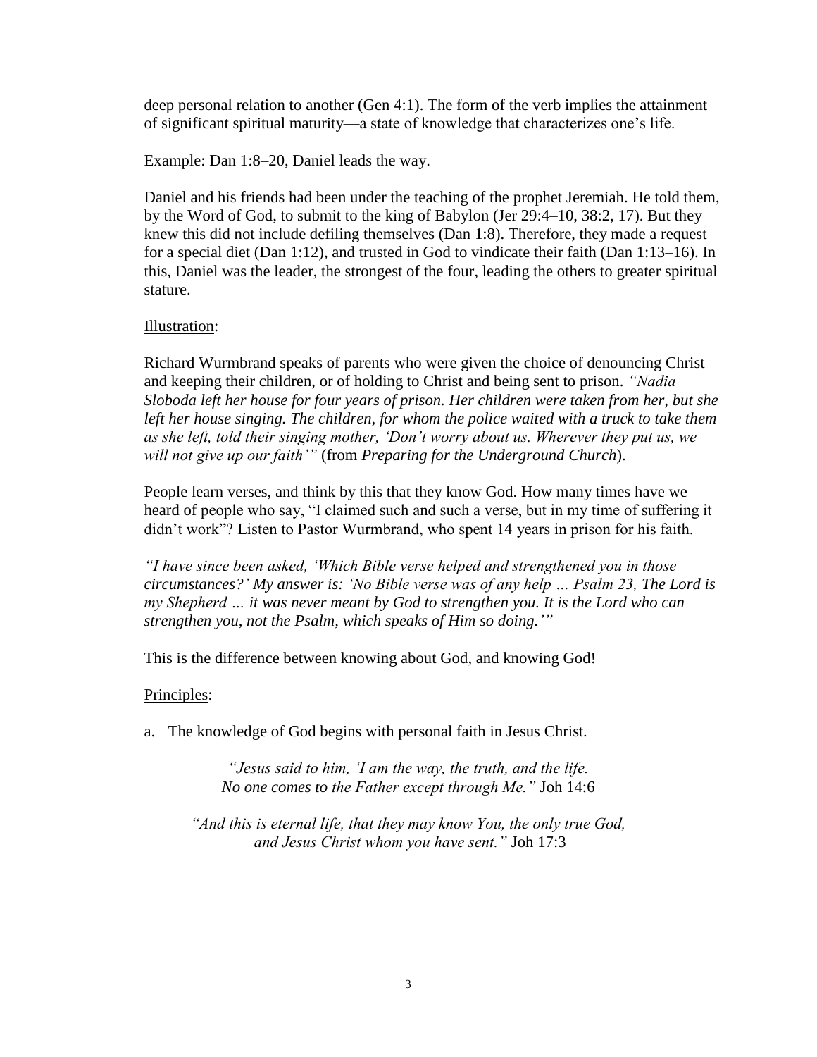deep personal relation to another (Gen 4:1). The form of the verb implies the attainment of significant spiritual maturity—a state of knowledge that characterizes one's life.

<u>Example</u>: Dan 1:8–20, Daniel leads the way.

Daniel and his friends had been under the teaching of the prophet Jeremiah. He told them, by the Word of God, to submit to the king of Babylon (Jer 29:4–10, 38:2, 17). But they knew this did not include defiling themselves (Dan 1:8). Therefore, they made a request for a special diet (Dan 1:12), and trusted in God to vindicate their faith (Dan 1:13–16). In this, Daniel was the leader, the strongest of the four, leading the others to greater spiritual stature.

<u>Illustration</u>:

Richard Wurmbrand speaks of parents who were given the choice of denouncing Christ and keeping their children, or of holding to Christ and being sent to prison. *"Nadia Sloboda left her house for four years of prison. Her children were taken from her, but she left her house singing. The children, for whom the police waited with a truck to take them as she left, told their singing mother, 'Don't worry about us. Wherever they put us, we will not give up our faith'"* (from *Preparing for the Underground Church*).

People learn verses, and think by this that they know God. How many times have we heard of people who say, "I claimed such and such a verse, but in my time of suffering it didn't work"? Listen to Pastor Wurmbrand, who spent 14 years in prison for his faith.

*"I have since been asked, 'Which Bible verse helped and strengthened you in those circumstances?' My answer is: 'No Bible verse was of any help … Psalm 23, The Lord is my Shepherd … it was never meant by God to strengthen you. It is the Lord who can strengthen you, not the Psalm, which speaks of Him so doing.'"*

This is the difference between knowing about God, and knowing God!

<u>Principles</u>:

a. The knowledge of God begins with personal faith in Jesus Christ.

> *"Jesus said to him, 'I am the way, the truth, and the life. No one comes to the Father except through Me."* Joh 14:6

> *"And this is eternal life, that they may know You, the only true God, and Jesus Christ whom you have sent."* Joh 17:3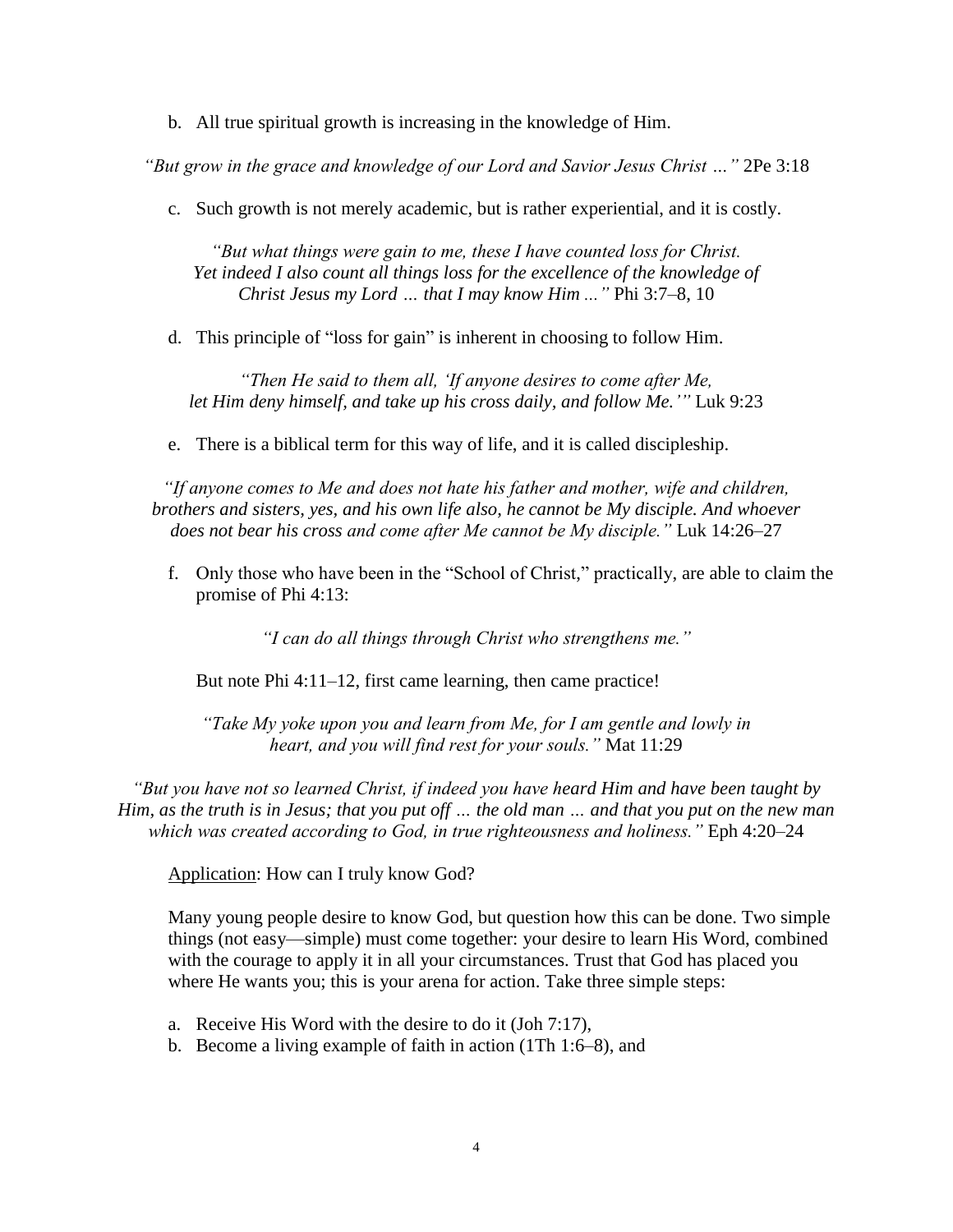b. All true spiritual growth is increasing in the knowledge of Him.

*"But grow in the grace and knowledge of our Lord and Savior Jesus Christ …"* 2Pe 3:18

c. Such growth is not merely academic, but is rather experiential, and it is costly.

*"But what things were gain to me, these I have counted loss for Christ. Yet indeed I also count all things loss for the excellence of the knowledge of Christ Jesus my Lord … that I may know Him ..."* Phi 3:7–8, 10

d. This principle of "loss for gain" is inherent in choosing to follow Him.

*"Then He said to them all, 'If anyone desires to come after Me, let Him deny himself, and take up his cross daily, and follow Me.'"* Luk 9:23

e. There is a biblical term for this way of life, and it is called discipleship.

*"If anyone comes to Me and does not hate his father and mother, wife and children, brothers and sisters, yes, and his own life also, he cannot be My disciple. And whoever does not bear his cross and come after Me cannot be My disciple."* Luk 14:26–27

f. Only those who have been in the "School of Christ," practically, are able to claim the promise of Phi 4:13:

*"I can do all things through Christ who strengthens me."*

But note Phi 4:11–12, first came learning, then came practice!

*"Take My yoke upon you and learn from Me, for I am gentle and lowly in heart, and you will find rest for your souls."* Mat 11:29

*"But you have not so learned Christ, if indeed you have heard Him and have been taught by Him, as the truth is in Jesus; that you put off … the old man … and that you put on the new man which was created according to God, in true righteousness and holiness."* Eph 4:20–24

Application: How can I truly know God?

Many young people desire to know God, but question how this can be done. Two simple things (not easy—simple) must come together: your desire to learn His Word, combined with the courage to apply it in all your circumstances. Trust that God has placed you where He wants you; this is your arena for action. Take three simple steps:

a. Receive His Word with the desire to do it (Joh 7:17),
b. Become a living example of faith in action (1Th 1:6–8), and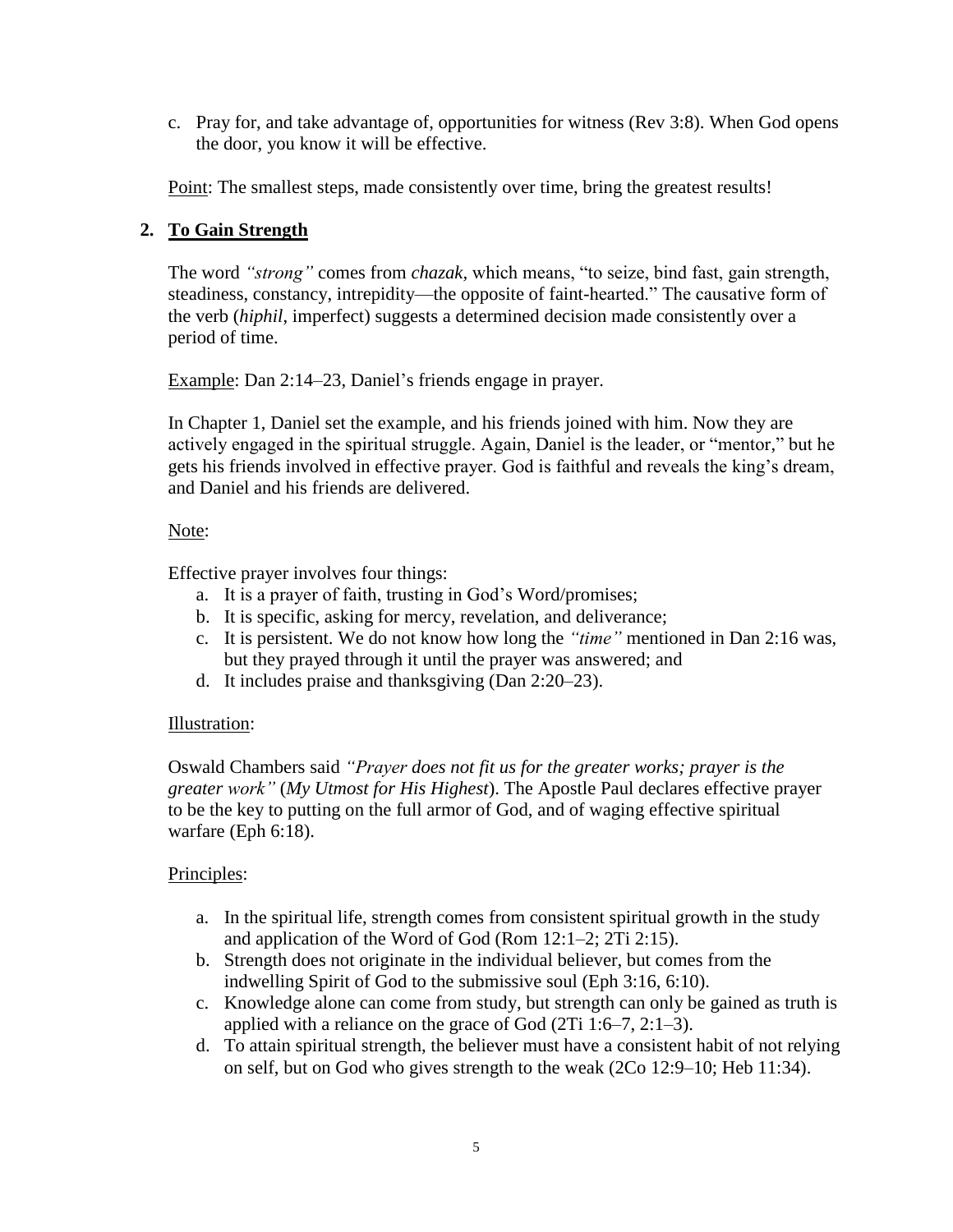c. Pray for, and take advantage of, opportunities for witness (Rev 3:8). When God opens the door, you know it will be effective.

Point: The smallest steps, made consistently over time, bring the greatest results!

## 2. To Gain Strength

The word *"strong"* comes from *chazak*, which means, "to seize, bind fast, gain strength, steadiness, constancy, intrepidity—the opposite of faint-hearted." The causative form of the verb (*hiphil*, imperfect) suggests a determined decision made consistently over a period of time.

Example: Dan 2:14–23, Daniel's friends engage in prayer.

In Chapter 1, Daniel set the example, and his friends joined with him. Now they are actively engaged in the spiritual struggle. Again, Daniel is the leader, or "mentor," but he gets his friends involved in effective prayer. God is faithful and reveals the king's dream, and Daniel and his friends are delivered.

Note:

Effective prayer involves four things:

a. It is a prayer of faith, trusting in God's Word/promises;
b. It is specific, asking for mercy, revelation, and deliverance;
c. It is persistent. We do not know how long the *"time"* mentioned in Dan 2:16 was, but they prayed through it until the prayer was answered; and
d. It includes praise and thanksgiving (Dan 2:20–23).

Illustration:

Oswald Chambers said *"Prayer does not fit us for the greater works; prayer is the greater work"* (*My Utmost for His Highest*). The Apostle Paul declares effective prayer to be the key to putting on the full armor of God, and of waging effective spiritual warfare (Eph 6:18).

Principles:

a. In the spiritual life, strength comes from consistent spiritual growth in the study and application of the Word of God (Rom 12:1–2; 2Ti 2:15).
b. Strength does not originate in the individual believer, but comes from the indwelling Spirit of God to the submissive soul (Eph 3:16, 6:10).
c. Knowledge alone can come from study, but strength can only be gained as truth is applied with a reliance on the grace of God (2Ti 1:6–7, 2:1–3).
d. To attain spiritual strength, the believer must have a consistent habit of not relying on self, but on God who gives strength to the weak (2Co 12:9–10; Heb 11:34).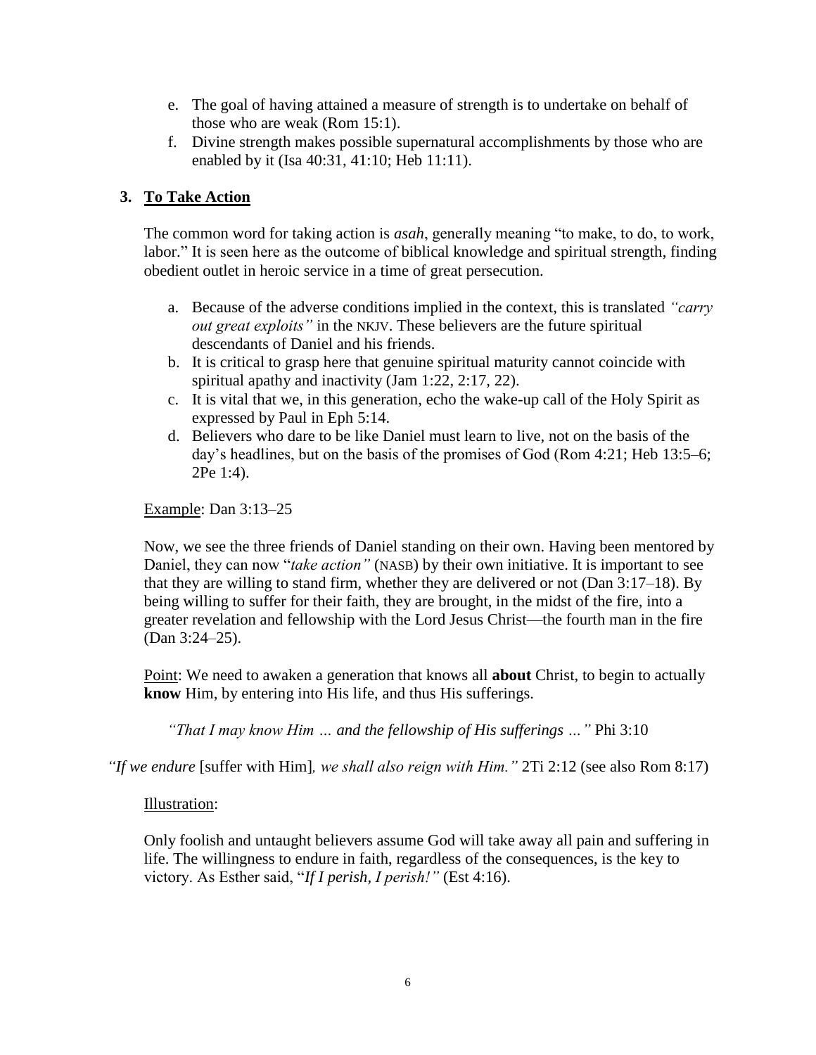e. The goal of having attained a measure of strength is to undertake on behalf of those who are weak (Rom 15:1).
f. Divine strength makes possible supernatural accomplishments by those who are enabled by it (Isa 40:31, 41:10; Heb 11:11).

## 3. To Take Action

The common word for taking action is *asah*, generally meaning "to make, to do, to work, labor." It is seen here as the outcome of biblical knowledge and spiritual strength, finding obedient outlet in heroic service in a time of great persecution.

a. Because of the adverse conditions implied in the context, this is translated *"carry out great exploits"* in the NKJV. These believers are the future spiritual descendants of Daniel and his friends.
b. It is critical to grasp here that genuine spiritual maturity cannot coincide with spiritual apathy and inactivity (Jam 1:22, 2:17, 22).
c. It is vital that we, in this generation, echo the wake-up call of the Holy Spirit as expressed by Paul in Eph 5:14.
d. Believers who dare to be like Daniel must learn to live, not on the basis of the day's headlines, but on the basis of the promises of God (Rom 4:21; Heb 13:5–6; 2Pe 1:4).

Example: Dan 3:13–25

Now, we see the three friends of Daniel standing on their own. Having been mentored by Daniel, they can now "*take action"* (NASB) by their own initiative. It is important to see that they are willing to stand firm, whether they are delivered or not (Dan 3:17–18). By being willing to suffer for their faith, they are brought, in the midst of the fire, into a greater revelation and fellowship with the Lord Jesus Christ—the fourth man in the fire (Dan 3:24–25).

Point: We need to awaken a generation that knows all **about** Christ, to begin to actually **know** Him, by entering into His life, and thus His sufferings.

*"That I may know Him … and the fellowship of His sufferings …"* Phi 3:10

*"If we endure* [suffer with Him]*, we shall also reign with Him."* 2Ti 2:12 (see also Rom 8:17)

Illustration:

Only foolish and untaught believers assume God will take away all pain and suffering in life. The willingness to endure in faith, regardless of the consequences, is the key to victory. As Esther said, "*If I perish, I perish!"* (Est 4:16).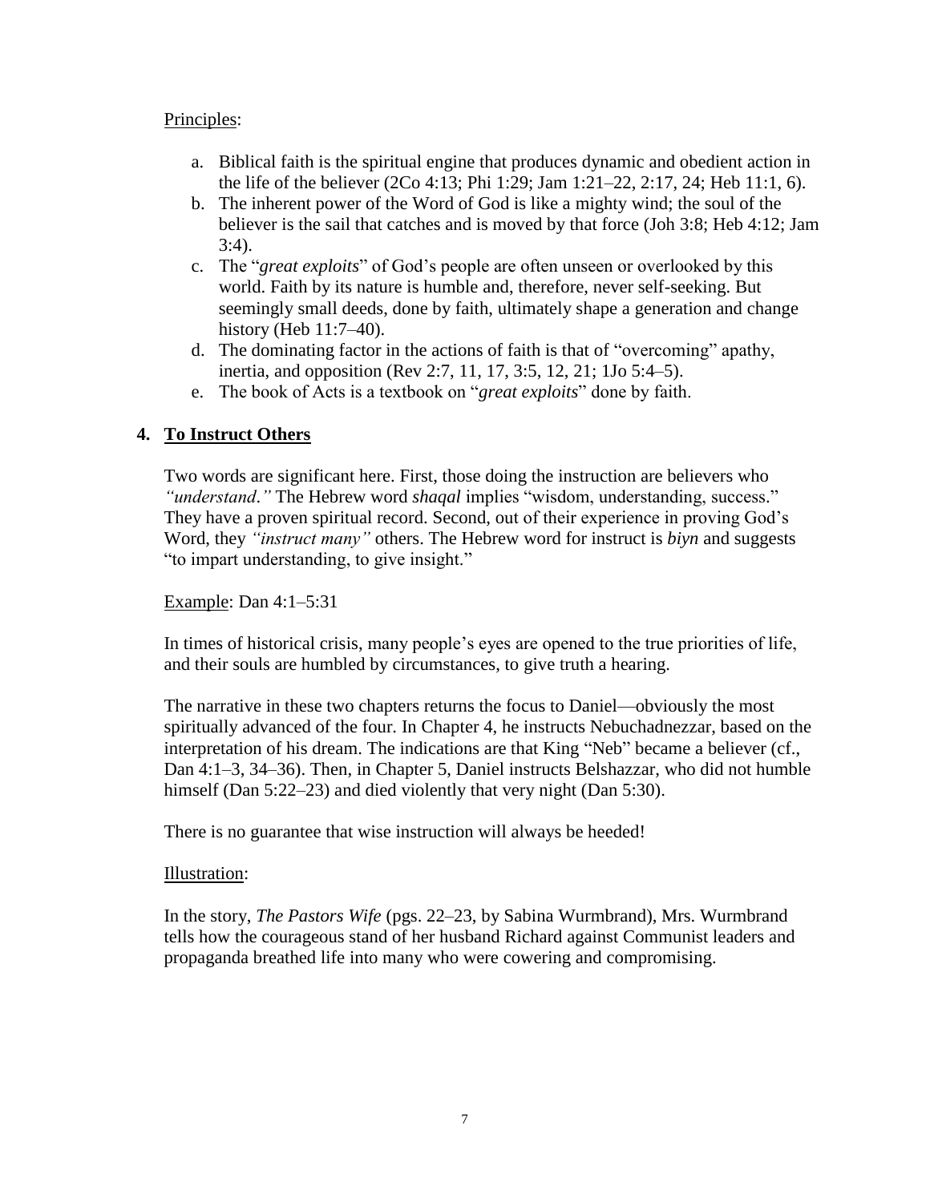Principles:

a. Biblical faith is the spiritual engine that produces dynamic and obedient action in the life of the believer (2Co 4:13; Phi 1:29; Jam 1:21–22, 2:17, 24; Heb 11:1, 6).
b. The inherent power of the Word of God is like a mighty wind; the soul of the believer is the sail that catches and is moved by that force (Joh 3:8; Heb 4:12; Jam 3:4).
c. The "*great exploits*" of God's people are often unseen or overlooked by this world. Faith by its nature is humble and, therefore, never self-seeking. But seemingly small deeds, done by faith, ultimately shape a generation and change history (Heb 11:7–40).
d. The dominating factor in the actions of faith is that of "overcoming" apathy, inertia, and opposition (Rev 2:7, 11, 17, 3:5, 12, 21; 1Jo 5:4–5).
e. The book of Acts is a textbook on "*great exploits*" done by faith.

## 4. To Instruct Others

Two words are significant here. First, those doing the instruction are believers who *"understand."* The Hebrew word *shaqal* implies "wisdom, understanding, success." They have a proven spiritual record. Second, out of their experience in proving God's Word, they *"instruct many"* others. The Hebrew word for instruct is *biyn* and suggests "to impart understanding, to give insight."

Example: Dan 4:1–5:31

In times of historical crisis, many people's eyes are opened to the true priorities of life, and their souls are humbled by circumstances, to give truth a hearing.

The narrative in these two chapters returns the focus to Daniel—obviously the most spiritually advanced of the four. In Chapter 4, he instructs Nebuchadnezzar, based on the interpretation of his dream. The indications are that King "Neb" became a believer (cf., Dan 4:1–3, 34–36). Then, in Chapter 5, Daniel instructs Belshazzar, who did not humble himself (Dan 5:22–23) and died violently that very night (Dan 5:30).

There is no guarantee that wise instruction will always be heeded!

Illustration:

In the story, *The Pastors Wife* (pgs. 22–23, by Sabina Wurmbrand), Mrs. Wurmbrand tells how the courageous stand of her husband Richard against Communist leaders and propaganda breathed life into many who were cowering and compromising.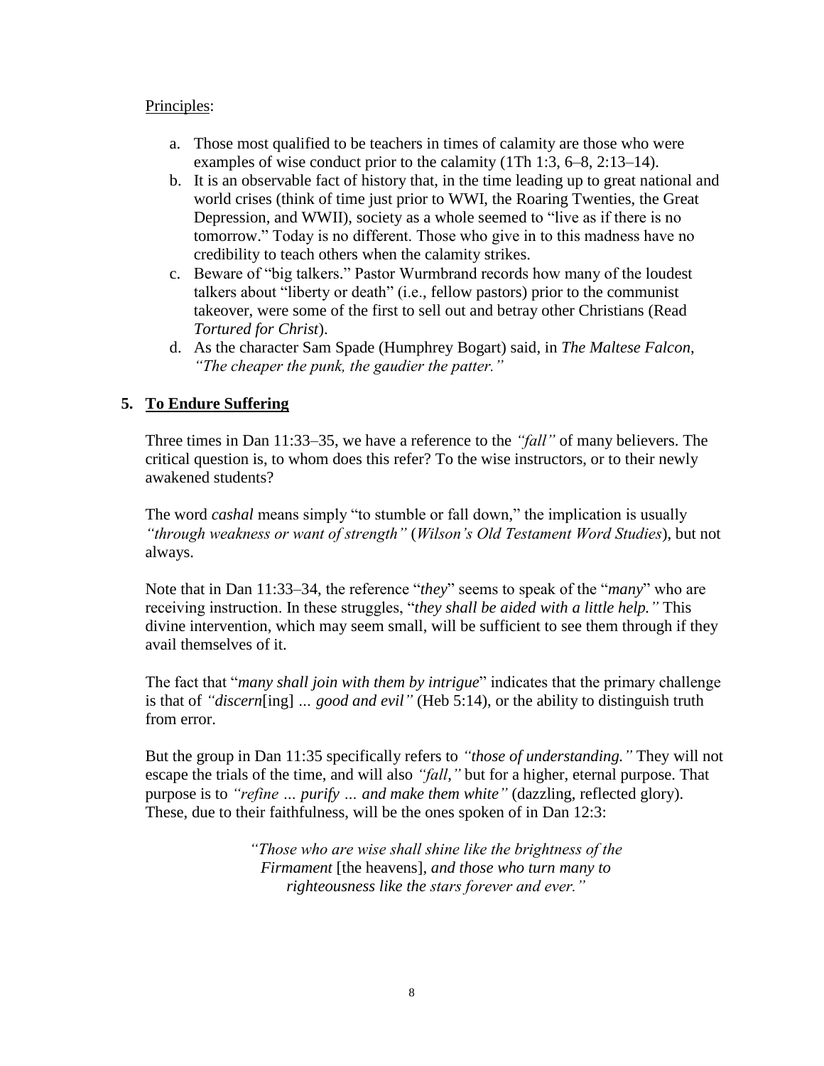<u>Principles</u>:

a. Those most qualified to be teachers in times of calamity are those who were examples of wise conduct prior to the calamity (1Th 1:3, 6–8, 2:13–14).
b. It is an observable fact of history that, in the time leading up to great national and world crises (think of time just prior to WWI, the Roaring Twenties, the Great Depression, and WWII), society as a whole seemed to "live as if there is no tomorrow." Today is no different. Those who give in to this madness have no credibility to teach others when the calamity strikes.
c. Beware of "big talkers." Pastor Wurmbrand records how many of the loudest talkers about "liberty or death" (i.e., fellow pastors) prior to the communist takeover, were some of the first to sell out and betray other Christians (Read *Tortured for Christ*).
d. As the character Sam Spade (Humphrey Bogart) said, in *The Maltese Falcon*, *"The cheaper the punk, the gaudier the patter."*

## 5. <u>To Endure Suffering</u>

Three times in Dan 11:33–35, we have a reference to the *"fall"* of many believers. The critical question is, to whom does this refer? To the wise instructors, or to their newly awakened students?

The word *cashal* means simply "to stumble or fall down," the implication is usually *"through weakness or want of strength"* (*Wilson's Old Testament Word Studies*), but not always.

Note that in Dan 11:33–34, the reference "*they*" seems to speak of the "*many*" who are receiving instruction. In these struggles, "*they shall be aided with a little help."* This divine intervention, which may seem small, will be sufficient to see them through if they avail themselves of it.

The fact that "*many shall join with them by intrigue*" indicates that the primary challenge is that of *"discern*[ing] *… good and evil"* (Heb 5:14), or the ability to distinguish truth from error.

But the group in Dan 11:35 specifically refers to *"those of understanding."* They will not escape the trials of the time, and will also *"fall,"* but for a higher, eternal purpose. That purpose is to *"refine … purify … and make them white"* (dazzling, reflected glory). These, due to their faithfulness, will be the ones spoken of in Dan 12:3:

> *"Those who are wise shall shine like the brightness of the Firmament* [the heavens], *and those who turn many to righteousness like the stars forever and ever."*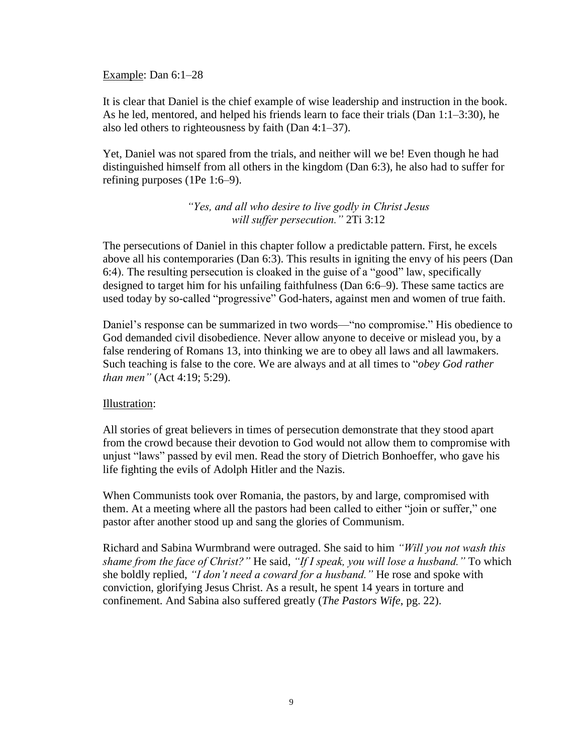Example: Dan 6:1–28

It is clear that Daniel is the chief example of wise leadership and instruction in the book. As he led, mentored, and helped his friends learn to face their trials (Dan 1:1–3:30), he also led others to righteousness by faith (Dan 4:1–37).

Yet, Daniel was not spared from the trials, and neither will we be! Even though he had distinguished himself from all others in the kingdom (Dan 6:3), he also had to suffer for refining purposes (1Pe 1:6–9).

> *"Yes, and all who desire to live godly in Christ Jesus will suffer persecution."* 2Ti 3:12

The persecutions of Daniel in this chapter follow a predictable pattern. First, he excels above all his contemporaries (Dan 6:3). This results in igniting the envy of his peers (Dan 6:4). The resulting persecution is cloaked in the guise of a "good" law, specifically designed to target him for his unfailing faithfulness (Dan 6:6–9). These same tactics are used today by so-called "progressive" God-haters, against men and women of true faith.

Daniel's response can be summarized in two words—"no compromise." His obedience to God demanded civil disobedience. Never allow anyone to deceive or mislead you, by a false rendering of Romans 13, into thinking we are to obey all laws and all lawmakers. Such teaching is false to the core. We are always and at all times to "*obey God rather than men"* (Act 4:19; 5:29).

Illustration:

All stories of great believers in times of persecution demonstrate that they stood apart from the crowd because their devotion to God would not allow them to compromise with unjust "laws" passed by evil men. Read the story of Dietrich Bonhoeffer, who gave his life fighting the evils of Adolph Hitler and the Nazis.

When Communists took over Romania, the pastors, by and large, compromised with them. At a meeting where all the pastors had been called to either "join or suffer," one pastor after another stood up and sang the glories of Communism.

Richard and Sabina Wurmbrand were outraged. She said to him *"Will you not wash this shame from the face of Christ?"* He said, *"If I speak, you will lose a husband."* To which she boldly replied, *"I don't need a coward for a husband."* He rose and spoke with conviction, glorifying Jesus Christ. As a result, he spent 14 years in torture and confinement. And Sabina also suffered greatly (*The Pastors Wife*, pg. 22).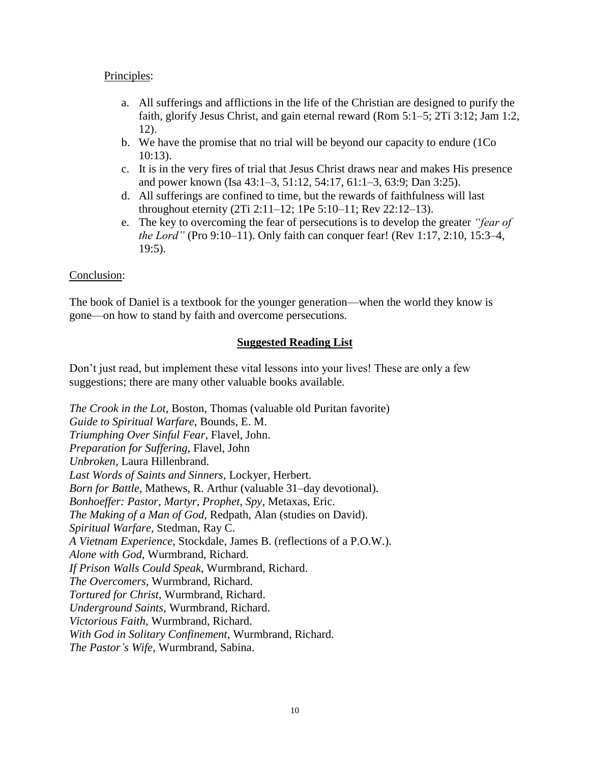Principles:

a. All sufferings and afflictions in the life of the Christian are designed to purify the faith, glorify Jesus Christ, and gain eternal reward (Rom 5:1–5; 2Ti 3:12; Jam 1:2, 12).
b. We have the promise that no trial will be beyond our capacity to endure (1Co 10:13).
c. It is in the very fires of trial that Jesus Christ draws near and makes His presence and power known (Isa 43:1–3, 51:12, 54:17, 61:1–3, 63:9; Dan 3:25).
d. All sufferings are confined to time, but the rewards of faithfulness will last throughout eternity (2Ti 2:11–12; 1Pe 5:10–11; Rev 22:12–13).
e. The key to overcoming the fear of persecutions is to develop the greater *"fear of the Lord"* (Pro 9:10–11). Only faith can conquer fear! (Rev 1:17, 2:10, 15:3–4, 19:5).

Conclusion:

The book of Daniel is a textbook for the younger generation—when the world they know is gone—on how to stand by faith and overcome persecutions.

## Suggested Reading List

Don't just read, but implement these vital lessons into your lives! These are only a few suggestions; there are many other valuable books available.

*The Crook in the Lot*, Boston, Thomas (valuable old Puritan favorite)
*Guide to Spiritual Warfare*, Bounds, E. M.
*Triumphing Over Sinful Fear*, Flavel, John.
*Preparation for Suffering*, Flavel, John
*Unbroken*, Laura Hillenbrand.
*Last Words of Saints and Sinners*, Lockyer, Herbert.
*Born for Battle*, Mathews, R. Arthur (valuable 31–day devotional).
*Bonhoeffer: Pastor, Martyr, Prophet, Spy*, Metaxas, Eric.
*The Making of a Man of God*, Redpath, Alan (studies on David).
*Spiritual Warfare*, Stedman, Ray C.
*A Vietnam Experience*, Stockdale, James B. (reflections of a P.O.W.).
*Alone with God*, Wurmbrand, Richard.
*If Prison Walls Could Speak*, Wurmbrand, Richard.
*The Overcomers*, Wurmbrand, Richard.
*Tortured for Christ*, Wurmbrand, Richard.
*Underground Saints*, Wurmbrand, Richard.
*Victorious Faith*, Wurmbrand, Richard.
*With God in Solitary Confinement*, Wurmbrand, Richard.
*The Pastor's Wife*, Wurmbrand, Sabina.